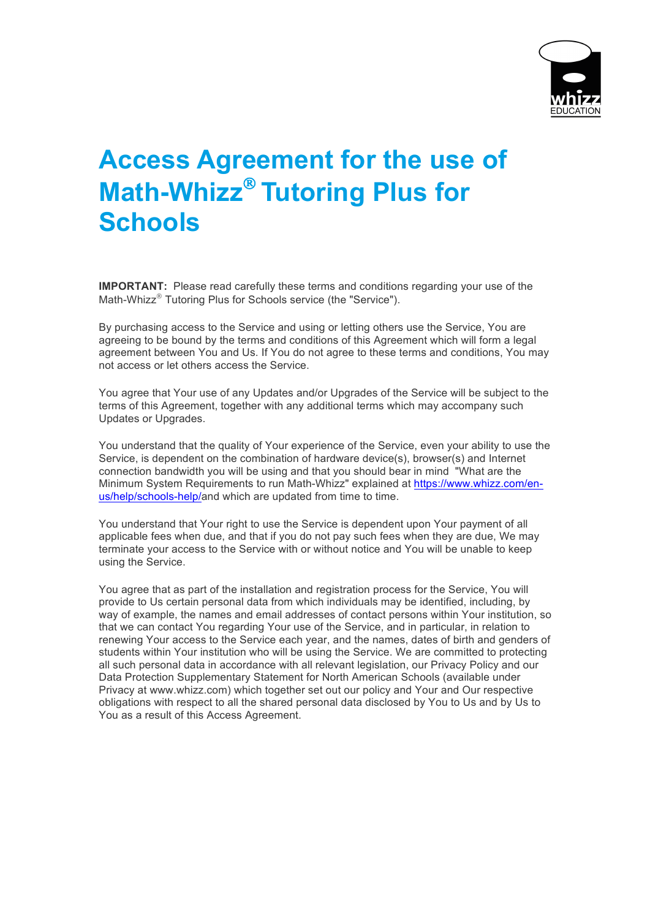# Access Agreement for the use of Math-Whizz® Tutoring Plus for Schools

**IMPORTANT:** Please read carefully these terms and conditions regarding your use of the Math-Whizz® Tutoring Plus for Schools service (the "Service").

By purchasing access to the Service and using or letting others use the Service, You are agreeing to be bound by the terms and conditions of this Agreement which will form a legal agreement between You and Us. If You do not agree to these terms and conditions, You may not access or let others access the Service.

You agree that Your use of any Updates and/or Upgrades of the Service will be subject to the terms of this Agreement, together with any additional terms which may accompany such Updates or Upgrades.

You understand that the quality of Your experience of the Service, even your ability to use the Service, is dependent on the combination of hardware device(s), browser(s) and Internet connection bandwidth you will be using and that you should bear in mind "What are the Minimum System Requirements to run Math-Whizz" explained at https://www.whizz.com/en-us/help/schools-help/and which are updated from time to time.

You understand that Your right to use the Service is dependent upon Your payment of all applicable fees when due, and that if you do not pay such fees when they are due, We may terminate your access to the Service with or without notice and You will be unable to keep using the Service.

You agree that as part of the installation and registration process for the Service, You will provide to Us certain personal data from which individuals may be identified, including, by way of example, the names and email addresses of contact persons within Your institution, so that we can contact You regarding Your use of the Service, and in particular, in relation to renewing Your access to the Service each year, and the names, dates of birth and genders of students within Your institution who will be using the Service. We are committed to protecting all such personal data in accordance with all relevant legislation, our Privacy Policy and our Data Protection Supplementary Statement for North American Schools (available under Privacy at www.whizz.com) which together set out our policy and Your and Our respective obligations with respect to all the shared personal data disclosed by You to Us and by Us to You as a result of this Access Agreement.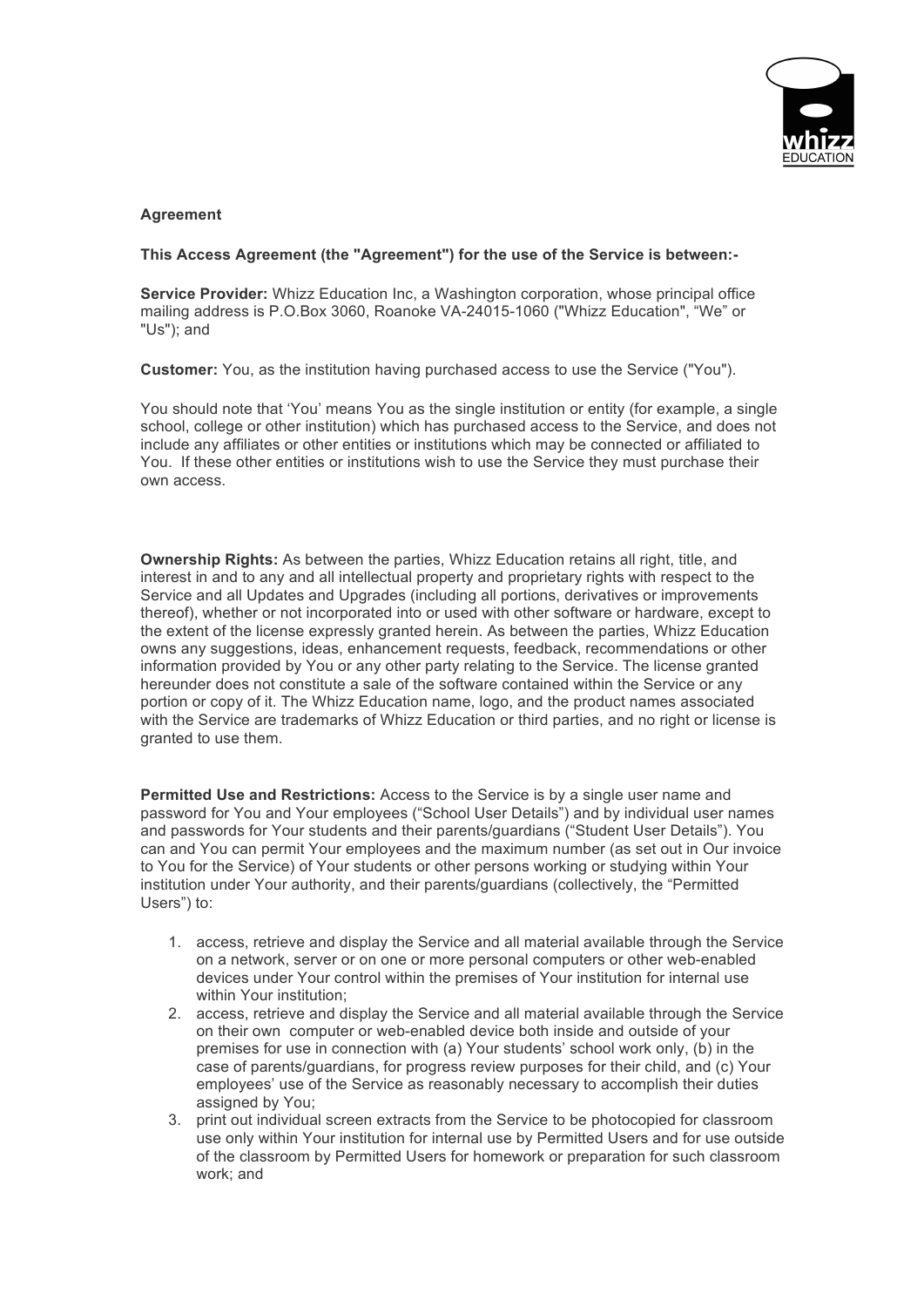**Agreement**

**This Access Agreement (the "Agreement") for the use of the Service is between:-**

**Service Provider:** Whizz Education Inc, a Washington corporation, whose principal office mailing address is P.O.Box 3060, Roanoke VA-24015-1060 ("Whizz Education", "We" or "Us"); and

**Customer:** You, as the institution having purchased access to use the Service ("You").

You should note that 'You' means You as the single institution or entity (for example, a single school, college or other institution) which has purchased access to the Service, and does not include any affiliates or other entities or institutions which may be connected or affiliated to You. If these other entities or institutions wish to use the Service they must purchase their own access.

**Ownership Rights:** As between the parties, Whizz Education retains all right, title, and interest in and to any and all intellectual property and proprietary rights with respect to the Service and all Updates and Upgrades (including all portions, derivatives or improvements thereof), whether or not incorporated into or used with other software or hardware, except to the extent of the license expressly granted herein. As between the parties, Whizz Education owns any suggestions, ideas, enhancement requests, feedback, recommendations or other information provided by You or any other party relating to the Service. The license granted hereunder does not constitute a sale of the software contained within the Service or any portion or copy of it. The Whizz Education name, logo, and the product names associated with the Service are trademarks of Whizz Education or third parties, and no right or license is granted to use them.

**Permitted Use and Restrictions:** Access to the Service is by a single user name and password for You and Your employees ("School User Details") and by individual user names and passwords for Your students and their parents/guardians ("Student User Details"). You can and You can permit Your employees and the maximum number (as set out in Our invoice to You for the Service) of Your students or other persons working or studying within Your institution under Your authority, and their parents/guardians (collectively, the "Permitted Users") to:

1. access, retrieve and display the Service and all material available through the Service on a network, server or on one or more personal computers or other web-enabled devices under Your control within the premises of Your institution for internal use within Your institution;
2. access, retrieve and display the Service and all material available through the Service on their own computer or web-enabled device both inside and outside of your premises for use in connection with (a) Your students' school work only, (b) in the case of parents/guardians, for progress review purposes for their child, and (c) Your employees' use of the Service as reasonably necessary to accomplish their duties assigned by You;
3. print out individual screen extracts from the Service to be photocopied for classroom use only within Your institution for internal use by Permitted Users and for use outside of the classroom by Permitted Users for homework or preparation for such classroom work; and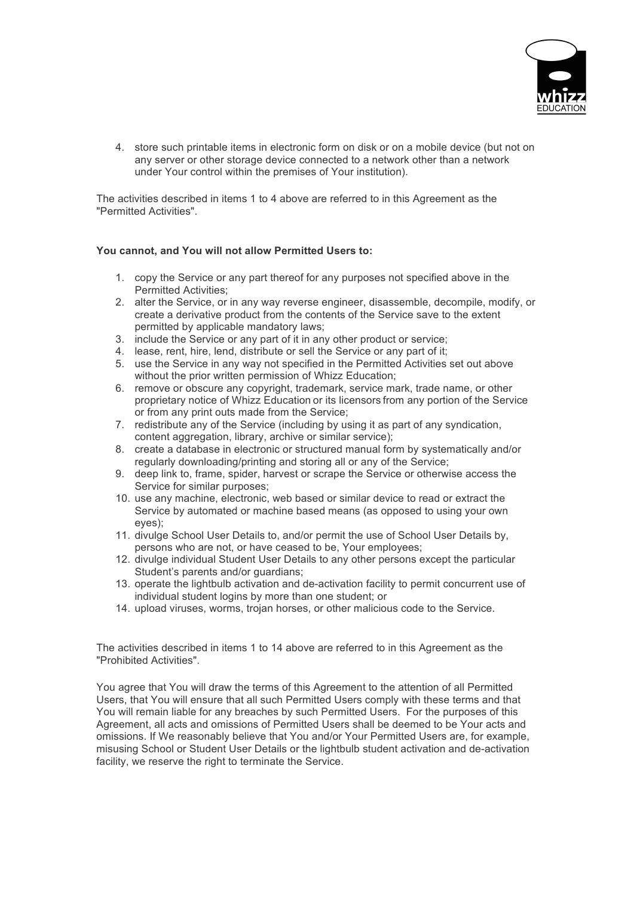4. store such printable items in electronic form on disk or on a mobile device (but not on any server or other storage device connected to a network other than a network under Your control within the premises of Your institution).

The activities described in items 1 to 4 above are referred to in this Agreement as the "Permitted Activities".

**You cannot, and You will not allow Permitted Users to:**

1. copy the Service or any part thereof for any purposes not specified above in the Permitted Activities;
2. alter the Service, or in any way reverse engineer, disassemble, decompile, modify, or create a derivative product from the contents of the Service save to the extent permitted by applicable mandatory laws;
3. include the Service or any part of it in any other product or service;
4. lease, rent, hire, lend, distribute or sell the Service or any part of it;
5. use the Service in any way not specified in the Permitted Activities set out above without the prior written permission of Whizz Education;
6. remove or obscure any copyright, trademark, service mark, trade name, or other proprietary notice of Whizz Education or its licensors from any portion of the Service or from any print outs made from the Service;
7. redistribute any of the Service (including by using it as part of any syndication, content aggregation, library, archive or similar service);
8. create a database in electronic or structured manual form by systematically and/or regularly downloading/printing and storing all or any of the Service;
9. deep link to, frame, spider, harvest or scrape the Service or otherwise access the Service for similar purposes;
10. use any machine, electronic, web based or similar device to read or extract the Service by automated or machine based means (as opposed to using your own eyes);
11. divulge School User Details to, and/or permit the use of School User Details by, persons who are not, or have ceased to be, Your employees;
12. divulge individual Student User Details to any other persons except the particular Student's parents and/or guardians;
13. operate the lightbulb activation and de-activation facility to permit concurrent use of individual student logins by more than one student; or
14. upload viruses, worms, trojan horses, or other malicious code to the Service.

The activities described in items 1 to 14 above are referred to in this Agreement as the "Prohibited Activities".

You agree that You will draw the terms of this Agreement to the attention of all Permitted Users, that You will ensure that all such Permitted Users comply with these terms and that You will remain liable for any breaches by such Permitted Users. For the purposes of this Agreement, all acts and omissions of Permitted Users shall be deemed to be Your acts and omissions. If We reasonably believe that You and/or Your Permitted Users are, for example, misusing School or Student User Details or the lightbulb student activation and de-activation facility, we reserve the right to terminate the Service.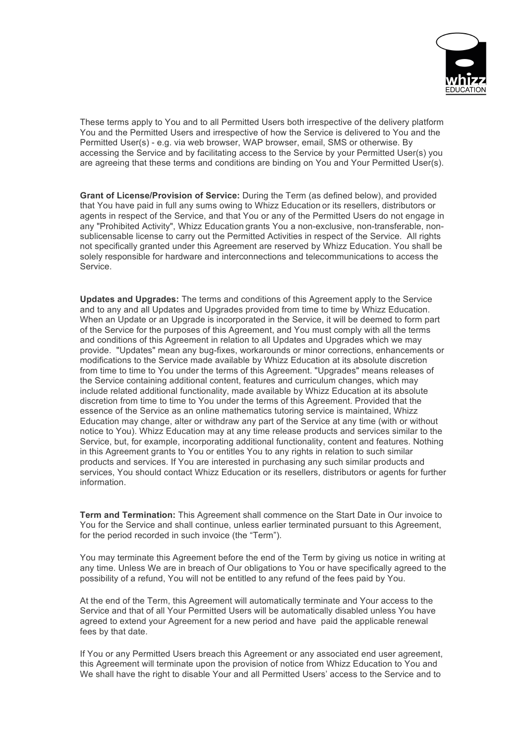These terms apply to You and to all Permitted Users both irrespective of the delivery platform You and the Permitted Users and irrespective of how the Service is delivered to You and the Permitted User(s) - e.g. via web browser, WAP browser, email, SMS or otherwise. By accessing the Service and by facilitating access to the Service by your Permitted User(s) you are agreeing that these terms and conditions are binding on You and Your Permitted User(s).

**Grant of License/Provision of Service:** During the Term (as defined below), and provided that You have paid in full any sums owing to Whizz Education or its resellers, distributors or agents in respect of the Service, and that You or any of the Permitted Users do not engage in any "Prohibited Activity", Whizz Education grants You a non-exclusive, non-transferable, non-sublicensable license to carry out the Permitted Activities in respect of the Service. All rights not specifically granted under this Agreement are reserved by Whizz Education. You shall be solely responsible for hardware and interconnections and telecommunications to access the Service.

**Updates and Upgrades:** The terms and conditions of this Agreement apply to the Service and to any and all Updates and Upgrades provided from time to time by Whizz Education. When an Update or an Upgrade is incorporated in the Service, it will be deemed to form part of the Service for the purposes of this Agreement, and You must comply with all the terms and conditions of this Agreement in relation to all Updates and Upgrades which we may provide. "Updates" mean any bug-fixes, workarounds or minor corrections, enhancements or modifications to the Service made available by Whizz Education at its absolute discretion from time to time to You under the terms of this Agreement. "Upgrades" means releases of the Service containing additional content, features and curriculum changes, which may include related additional functionality, made available by Whizz Education at its absolute discretion from time to time to You under the terms of this Agreement. Provided that the essence of the Service as an online mathematics tutoring service is maintained, Whizz Education may change, alter or withdraw any part of the Service at any time (with or without notice to You). Whizz Education may at any time release products and services similar to the Service, but, for example, incorporating additional functionality, content and features. Nothing in this Agreement grants to You or entitles You to any rights in relation to such similar products and services. If You are interested in purchasing any such similar products and services, You should contact Whizz Education or its resellers, distributors or agents for further information.

**Term and Termination:** This Agreement shall commence on the Start Date in Our invoice to You for the Service and shall continue, unless earlier terminated pursuant to this Agreement, for the period recorded in such invoice (the "Term").

You may terminate this Agreement before the end of the Term by giving us notice in writing at any time. Unless We are in breach of Our obligations to You or have specifically agreed to the possibility of a refund, You will not be entitled to any refund of the fees paid by You.

At the end of the Term, this Agreement will automatically terminate and Your access to the Service and that of all Your Permitted Users will be automatically disabled unless You have agreed to extend your Agreement for a new period and have paid the applicable renewal fees by that date.

If You or any Permitted Users breach this Agreement or any associated end user agreement, this Agreement will terminate upon the provision of notice from Whizz Education to You and We shall have the right to disable Your and all Permitted Users' access to the Service and to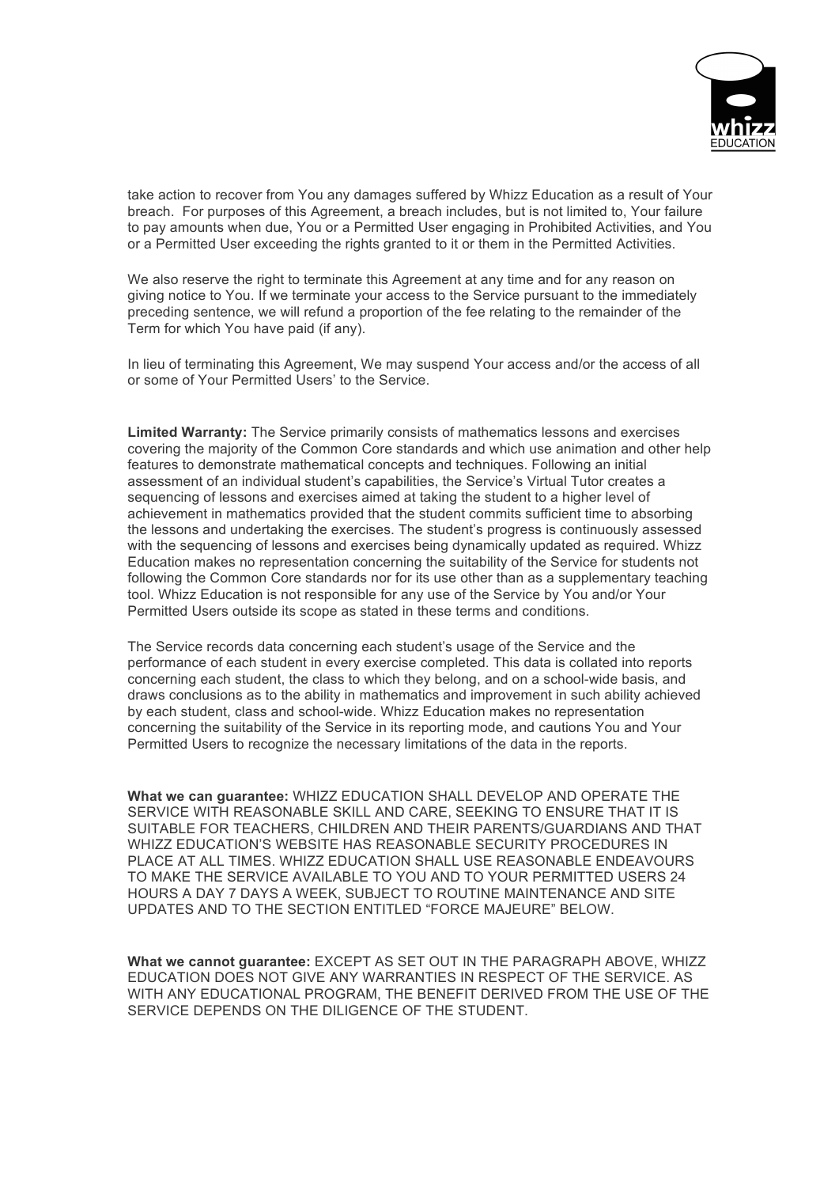take action to recover from You any damages suffered by Whizz Education as a result of Your breach. For purposes of this Agreement, a breach includes, but is not limited to, Your failure to pay amounts when due, You or a Permitted User engaging in Prohibited Activities, and You or a Permitted User exceeding the rights granted to it or them in the Permitted Activities.

We also reserve the right to terminate this Agreement at any time and for any reason on giving notice to You. If we terminate your access to the Service pursuant to the immediately preceding sentence, we will refund a proportion of the fee relating to the remainder of the Term for which You have paid (if any).

In lieu of terminating this Agreement, We may suspend Your access and/or the access of all or some of Your Permitted Users' to the Service.

**Limited Warranty:** The Service primarily consists of mathematics lessons and exercises covering the majority of the Common Core standards and which use animation and other help features to demonstrate mathematical concepts and techniques. Following an initial assessment of an individual student's capabilities, the Service's Virtual Tutor creates a sequencing of lessons and exercises aimed at taking the student to a higher level of achievement in mathematics provided that the student commits sufficient time to absorbing the lessons and undertaking the exercises. The student's progress is continuously assessed with the sequencing of lessons and exercises being dynamically updated as required. Whizz Education makes no representation concerning the suitability of the Service for students not following the Common Core standards nor for its use other than as a supplementary teaching tool. Whizz Education is not responsible for any use of the Service by You and/or Your Permitted Users outside its scope as stated in these terms and conditions.

The Service records data concerning each student's usage of the Service and the performance of each student in every exercise completed. This data is collated into reports concerning each student, the class to which they belong, and on a school-wide basis, and draws conclusions as to the ability in mathematics and improvement in such ability achieved by each student, class and school-wide. Whizz Education makes no representation concerning the suitability of the Service in its reporting mode, and cautions You and Your Permitted Users to recognize the necessary limitations of the data in the reports.

**What we can guarantee:** WHIZZ EDUCATION SHALL DEVELOP AND OPERATE THE SERVICE WITH REASONABLE SKILL AND CARE, SEEKING TO ENSURE THAT IT IS SUITABLE FOR TEACHERS, CHILDREN AND THEIR PARENTS/GUARDIANS AND THAT WHIZZ EDUCATION'S WEBSITE HAS REASONABLE SECURITY PROCEDURES IN PLACE AT ALL TIMES. WHIZZ EDUCATION SHALL USE REASONABLE ENDEAVOURS TO MAKE THE SERVICE AVAILABLE TO YOU AND TO YOUR PERMITTED USERS 24 HOURS A DAY 7 DAYS A WEEK, SUBJECT TO ROUTINE MAINTENANCE AND SITE UPDATES AND TO THE SECTION ENTITLED "FORCE MAJEURE" BELOW.

**What we cannot guarantee:** EXCEPT AS SET OUT IN THE PARAGRAPH ABOVE, WHIZZ EDUCATION DOES NOT GIVE ANY WARRANTIES IN RESPECT OF THE SERVICE. AS WITH ANY EDUCATIONAL PROGRAM, THE BENEFIT DERIVED FROM THE USE OF THE SERVICE DEPENDS ON THE DILIGENCE OF THE STUDENT.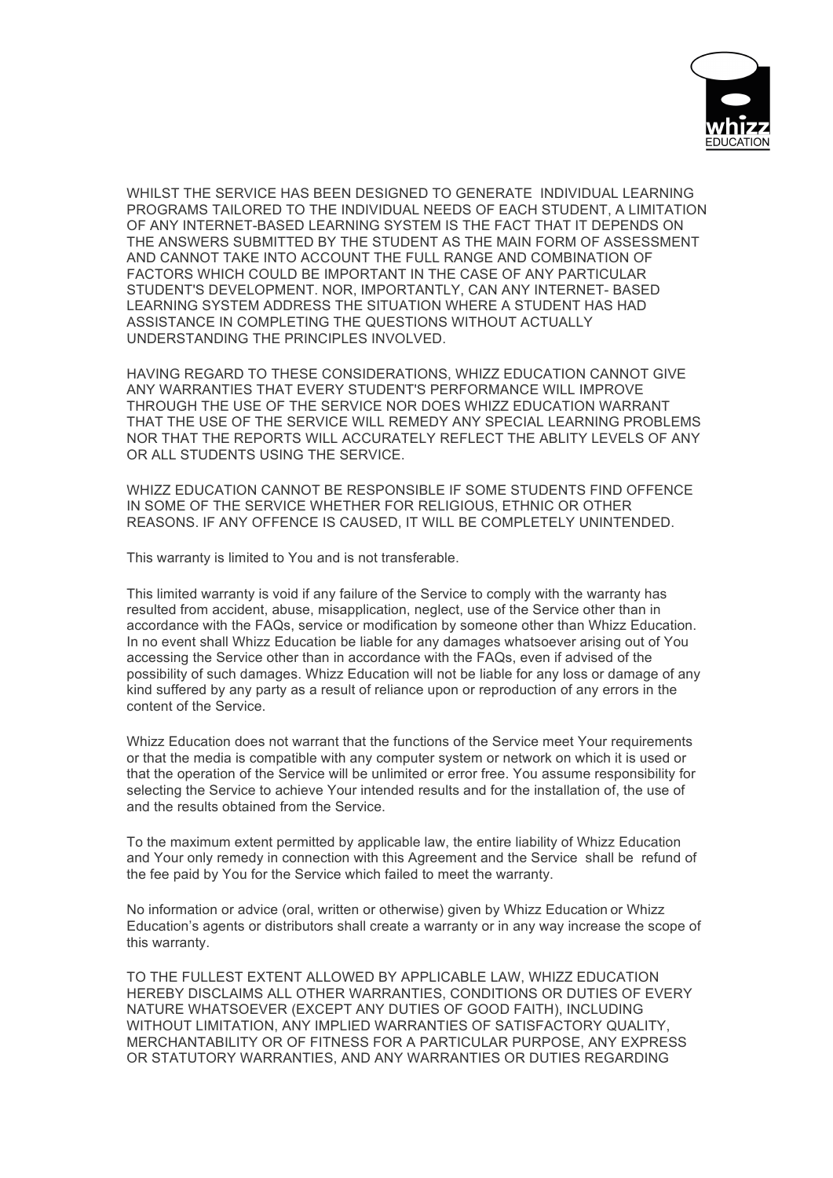WHILST THE SERVICE HAS BEEN DESIGNED TO GENERATE INDIVIDUAL LEARNING PROGRAMS TAILORED TO THE INDIVIDUAL NEEDS OF EACH STUDENT, A LIMITATION OF ANY INTERNET-BASED LEARNING SYSTEM IS THE FACT THAT IT DEPENDS ON THE ANSWERS SUBMITTED BY THE STUDENT AS THE MAIN FORM OF ASSESSMENT AND CANNOT TAKE INTO ACCOUNT THE FULL RANGE AND COMBINATION OF FACTORS WHICH COULD BE IMPORTANT IN THE CASE OF ANY PARTICULAR STUDENT'S DEVELOPMENT. NOR, IMPORTANTLY, CAN ANY INTERNET- BASED LEARNING SYSTEM ADDRESS THE SITUATION WHERE A STUDENT HAS HAD ASSISTANCE IN COMPLETING THE QUESTIONS WITHOUT ACTUALLY UNDERSTANDING THE PRINCIPLES INVOLVED.

HAVING REGARD TO THESE CONSIDERATIONS, WHIZZ EDUCATION CANNOT GIVE ANY WARRANTIES THAT EVERY STUDENT'S PERFORMANCE WILL IMPROVE THROUGH THE USE OF THE SERVICE NOR DOES WHIZZ EDUCATION WARRANT THAT THE USE OF THE SERVICE WILL REMEDY ANY SPECIAL LEARNING PROBLEMS NOR THAT THE REPORTS WILL ACCURATELY REFLECT THE ABLITY LEVELS OF ANY OR ALL STUDENTS USING THE SERVICE.

WHIZZ EDUCATION CANNOT BE RESPONSIBLE IF SOME STUDENTS FIND OFFENCE IN SOME OF THE SERVICE WHETHER FOR RELIGIOUS, ETHNIC OR OTHER REASONS. IF ANY OFFENCE IS CAUSED, IT WILL BE COMPLETELY UNINTENDED.

This warranty is limited to You and is not transferable.

This limited warranty is void if any failure of the Service to comply with the warranty has resulted from accident, abuse, misapplication, neglect, use of the Service other than in accordance with the FAQs, service or modification by someone other than Whizz Education. In no event shall Whizz Education be liable for any damages whatsoever arising out of You accessing the Service other than in accordance with the FAQs, even if advised of the possibility of such damages. Whizz Education will not be liable for any loss or damage of any kind suffered by any party as a result of reliance upon or reproduction of any errors in the content of the Service.

Whizz Education does not warrant that the functions of the Service meet Your requirements or that the media is compatible with any computer system or network on which it is used or that the operation of the Service will be unlimited or error free. You assume responsibility for selecting the Service to achieve Your intended results and for the installation of, the use of and the results obtained from the Service.

To the maximum extent permitted by applicable law, the entire liability of Whizz Education and Your only remedy in connection with this Agreement and the Service shall be refund of the fee paid by You for the Service which failed to meet the warranty.

No information or advice (oral, written or otherwise) given by Whizz Education or Whizz Education's agents or distributors shall create a warranty or in any way increase the scope of this warranty.

TO THE FULLEST EXTENT ALLOWED BY APPLICABLE LAW, WHIZZ EDUCATION HEREBY DISCLAIMS ALL OTHER WARRANTIES, CONDITIONS OR DUTIES OF EVERY NATURE WHATSOEVER (EXCEPT ANY DUTIES OF GOOD FAITH), INCLUDING WITHOUT LIMITATION, ANY IMPLIED WARRANTIES OF SATISFACTORY QUALITY, MERCHANTABILITY OR OF FITNESS FOR A PARTICULAR PURPOSE, ANY EXPRESS OR STATUTORY WARRANTIES, AND ANY WARRANTIES OR DUTIES REGARDING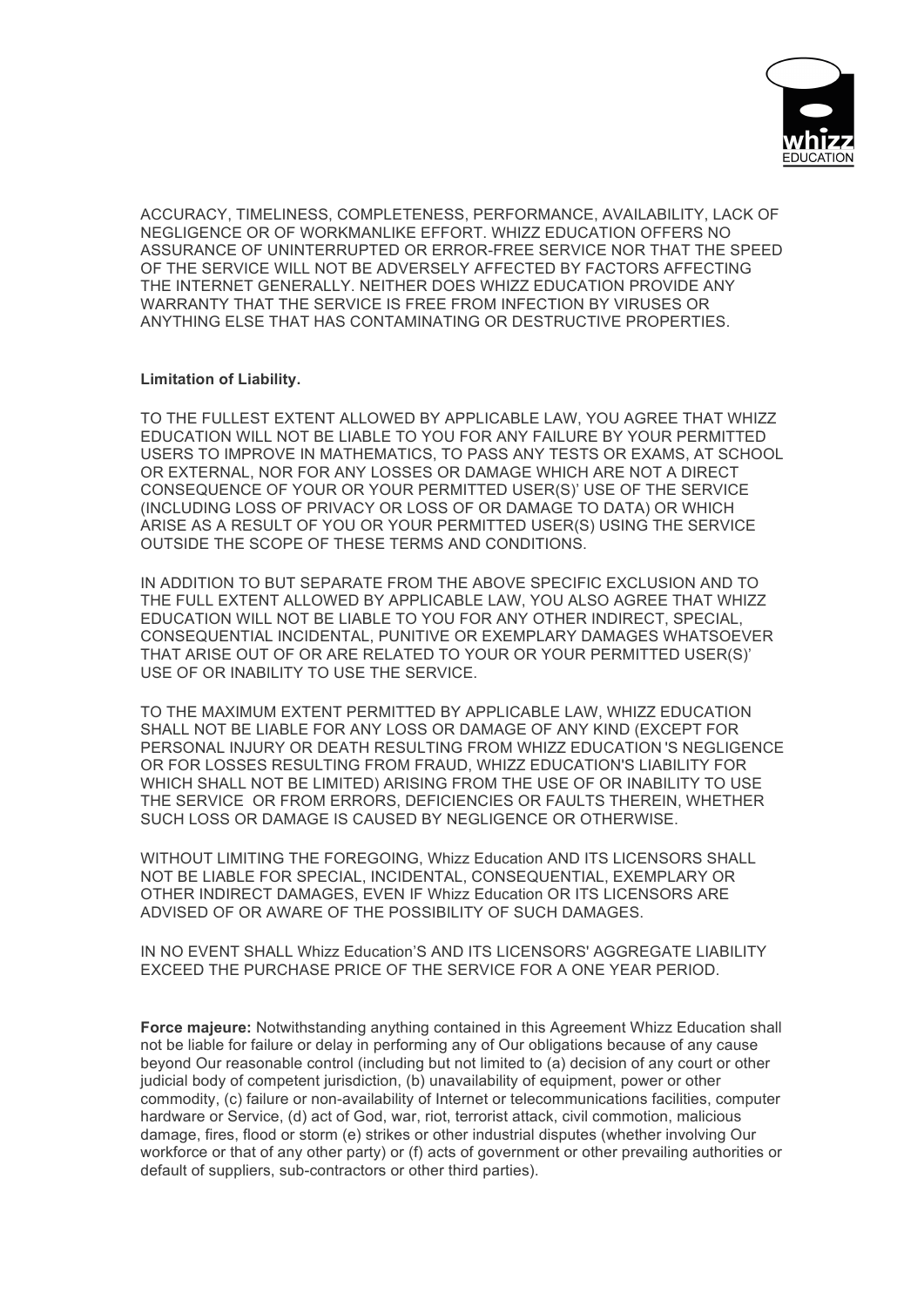ACCURACY, TIMELINESS, COMPLETENESS, PERFORMANCE, AVAILABILITY, LACK OF NEGLIGENCE OR OF WORKMANLIKE EFFORT. WHIZZ EDUCATION OFFERS NO ASSURANCE OF UNINTERRUPTED OR ERROR-FREE SERVICE NOR THAT THE SPEED OF THE SERVICE WILL NOT BE ADVERSELY AFFECTED BY FACTORS AFFECTING THE INTERNET GENERALLY. NEITHER DOES WHIZZ EDUCATION PROVIDE ANY WARRANTY THAT THE SERVICE IS FREE FROM INFECTION BY VIRUSES OR ANYTHING ELSE THAT HAS CONTAMINATING OR DESTRUCTIVE PROPERTIES.

**Limitation of Liability.**

TO THE FULLEST EXTENT ALLOWED BY APPLICABLE LAW, YOU AGREE THAT WHIZZ EDUCATION WILL NOT BE LIABLE TO YOU FOR ANY FAILURE BY YOUR PERMITTED USERS TO IMPROVE IN MATHEMATICS, TO PASS ANY TESTS OR EXAMS, AT SCHOOL OR EXTERNAL, NOR FOR ANY LOSSES OR DAMAGE WHICH ARE NOT A DIRECT CONSEQUENCE OF YOUR OR YOUR PERMITTED USER(S)' USE OF THE SERVICE (INCLUDING LOSS OF PRIVACY OR LOSS OF OR DAMAGE TO DATA) OR WHICH ARISE AS A RESULT OF YOU OR YOUR PERMITTED USER(S) USING THE SERVICE OUTSIDE THE SCOPE OF THESE TERMS AND CONDITIONS.

IN ADDITION TO BUT SEPARATE FROM THE ABOVE SPECIFIC EXCLUSION AND TO THE FULL EXTENT ALLOWED BY APPLICABLE LAW, YOU ALSO AGREE THAT WHIZZ EDUCATION WILL NOT BE LIABLE TO YOU FOR ANY OTHER INDIRECT, SPECIAL, CONSEQUENTIAL INCIDENTAL, PUNITIVE OR EXEMPLARY DAMAGES WHATSOEVER THAT ARISE OUT OF OR ARE RELATED TO YOUR OR YOUR PERMITTED USER(S)' USE OF OR INABILITY TO USE THE SERVICE.

TO THE MAXIMUM EXTENT PERMITTED BY APPLICABLE LAW, WHIZZ EDUCATION SHALL NOT BE LIABLE FOR ANY LOSS OR DAMAGE OF ANY KIND (EXCEPT FOR PERSONAL INJURY OR DEATH RESULTING FROM WHIZZ EDUCATION 'S NEGLIGENCE OR FOR LOSSES RESULTING FROM FRAUD, WHIZZ EDUCATION'S LIABILITY FOR WHICH SHALL NOT BE LIMITED) ARISING FROM THE USE OF OR INABILITY TO USE THE SERVICE OR FROM ERRORS, DEFICIENCIES OR FAULTS THEREIN, WHETHER SUCH LOSS OR DAMAGE IS CAUSED BY NEGLIGENCE OR OTHERWISE.

WITHOUT LIMITING THE FOREGOING, Whizz Education AND ITS LICENSORS SHALL NOT BE LIABLE FOR SPECIAL, INCIDENTAL, CONSEQUENTIAL, EXEMPLARY OR OTHER INDIRECT DAMAGES, EVEN IF Whizz Education OR ITS LICENSORS ARE ADVISED OF OR AWARE OF THE POSSIBILITY OF SUCH DAMAGES.

IN NO EVENT SHALL Whizz Education'S AND ITS LICENSORS' AGGREGATE LIABILITY EXCEED THE PURCHASE PRICE OF THE SERVICE FOR A ONE YEAR PERIOD.

**Force majeure:** Notwithstanding anything contained in this Agreement Whizz Education shall not be liable for failure or delay in performing any of Our obligations because of any cause beyond Our reasonable control (including but not limited to (a) decision of any court or other judicial body of competent jurisdiction, (b) unavailability of equipment, power or other commodity, (c) failure or non-availability of Internet or telecommunications facilities, computer hardware or Service, (d) act of God, war, riot, terrorist attack, civil commotion, malicious damage, fires, flood or storm (e) strikes or other industrial disputes (whether involving Our workforce or that of any other party) or (f) acts of government or other prevailing authorities or default of suppliers, sub-contractors or other third parties).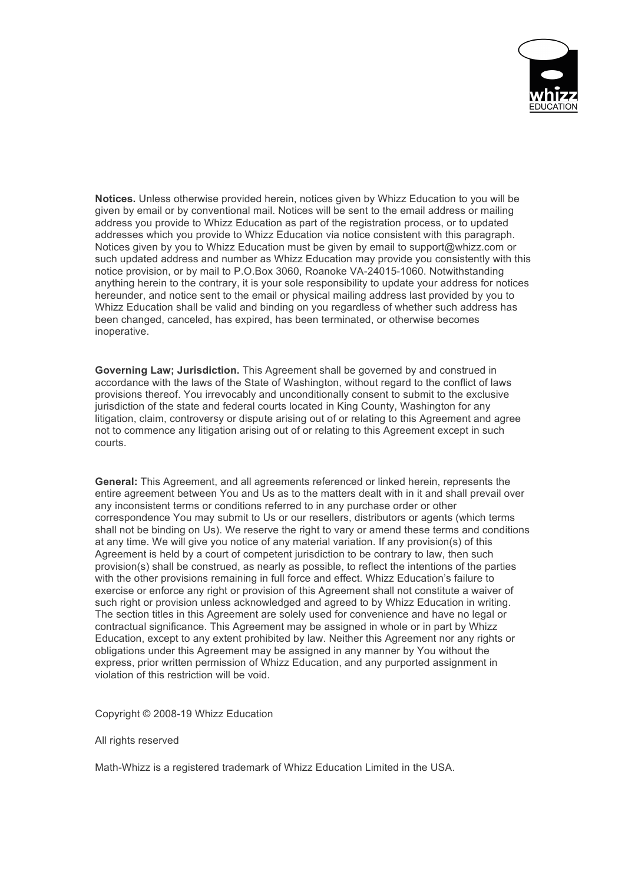**Notices.** Unless otherwise provided herein, notices given by Whizz Education to you will be given by email or by conventional mail. Notices will be sent to the email address or mailing address you provide to Whizz Education as part of the registration process, or to updated addresses which you provide to Whizz Education via notice consistent with this paragraph. Notices given by you to Whizz Education must be given by email to support@whizz.com or such updated address and number as Whizz Education may provide you consistently with this notice provision, or by mail to P.O.Box 3060, Roanoke VA-24015-1060. Notwithstanding anything herein to the contrary, it is your sole responsibility to update your address for notices hereunder, and notice sent to the email or physical mailing address last provided by you to Whizz Education shall be valid and binding on you regardless of whether such address has been changed, canceled, has expired, has been terminated, or otherwise becomes inoperative.

**Governing Law; Jurisdiction.** This Agreement shall be governed by and construed in accordance with the laws of the State of Washington, without regard to the conflict of laws provisions thereof. You irrevocably and unconditionally consent to submit to the exclusive jurisdiction of the state and federal courts located in King County, Washington for any litigation, claim, controversy or dispute arising out of or relating to this Agreement and agree not to commence any litigation arising out of or relating to this Agreement except in such courts.

**General:** This Agreement, and all agreements referenced or linked herein, represents the entire agreement between You and Us as to the matters dealt with in it and shall prevail over any inconsistent terms or conditions referred to in any purchase order or other correspondence You may submit to Us or our resellers, distributors or agents (which terms shall not be binding on Us). We reserve the right to vary or amend these terms and conditions at any time. We will give you notice of any material variation. If any provision(s) of this Agreement is held by a court of competent jurisdiction to be contrary to law, then such provision(s) shall be construed, as nearly as possible, to reflect the intentions of the parties with the other provisions remaining in full force and effect. Whizz Education's failure to exercise or enforce any right or provision of this Agreement shall not constitute a waiver of such right or provision unless acknowledged and agreed to by Whizz Education in writing. The section titles in this Agreement are solely used for convenience and have no legal or contractual significance. This Agreement may be assigned in whole or in part by Whizz Education, except to any extent prohibited by law. Neither this Agreement nor any rights or obligations under this Agreement may be assigned in any manner by You without the express, prior written permission of Whizz Education, and any purported assignment in violation of this restriction will be void.

Copyright © 2008-19 Whizz Education

All rights reserved

Math-Whizz is a registered trademark of Whizz Education Limited in the USA.